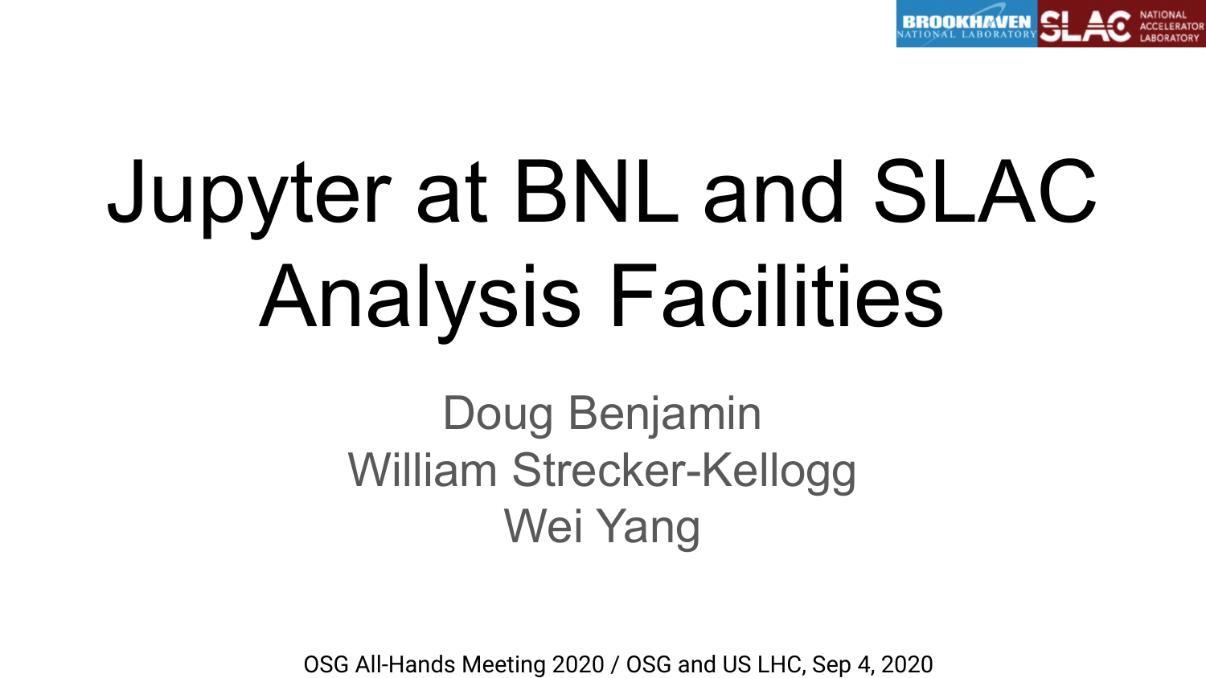# Jupyter at BNL and SLAC Analysis Facilities

Doug Benjamin
William Strecker-Kellogg
Wei Yang

OSG All-Hands Meeting 2020 / OSG and US LHC, Sep 4, 2020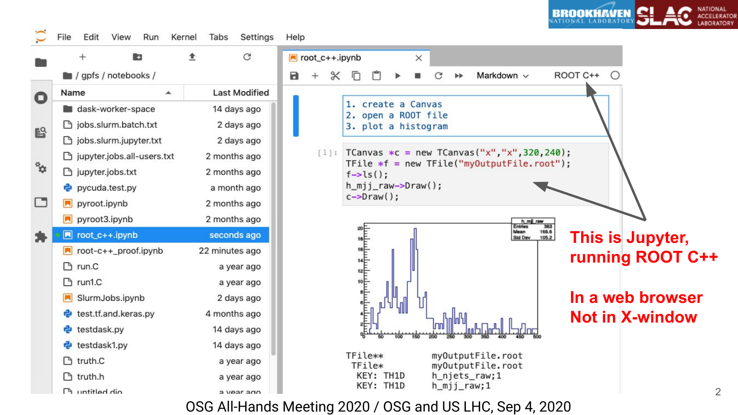This is Jupyter, running ROOT C++

In a web browser
Not in X-window

```
1. create a Canvas
2. open a ROOT file
3. plot a histogram
```

```
TCanvas *c = new TCanvas("x","x",320,240);
TFile *f = new TFile("myOutputFile.root");
f->ls();
h_mjj_raw->Draw();
c->Draw();
```

```
TFile**         myOutputFile.root
 TFile*         myOutputFile.root
  KEY: TH1D     h_njets_raw;1
  KEY: TH1D     h_mjj_raw;1
```

OSG All-Hands Meeting 2020 / OSG and US LHC, Sep 4, 2020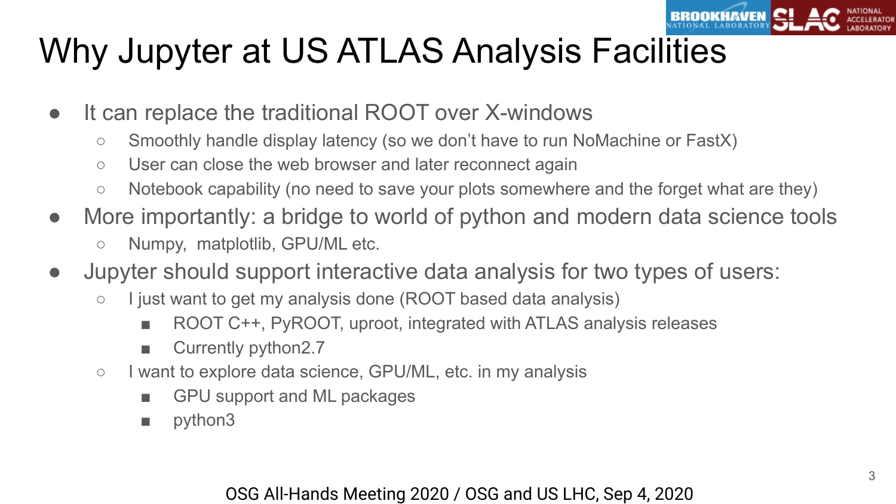# Why Jupyter at US ATLAS Analysis Facilities

- It can replace the traditional ROOT over X-windows
  - Smoothly handle display latency (so we don't have to run NoMachine or FastX)
  - User can close the web browser and later reconnect again
  - Notebook capability (no need to save your plots somewhere and the forget what are they)
- More importantly: a bridge to world of python and modern data science tools
  - Numpy, matplotlib, GPU/ML etc.
- Jupyter should support interactive data analysis for two types of users:
  - I just want to get my analysis done (ROOT based data analysis)
    - ROOT C++, PyROOT, uproot, integrated with ATLAS analysis releases
    - Currently python2.7
  - I want to explore data science, GPU/ML, etc. in my analysis
    - GPU support and ML packages
    - python3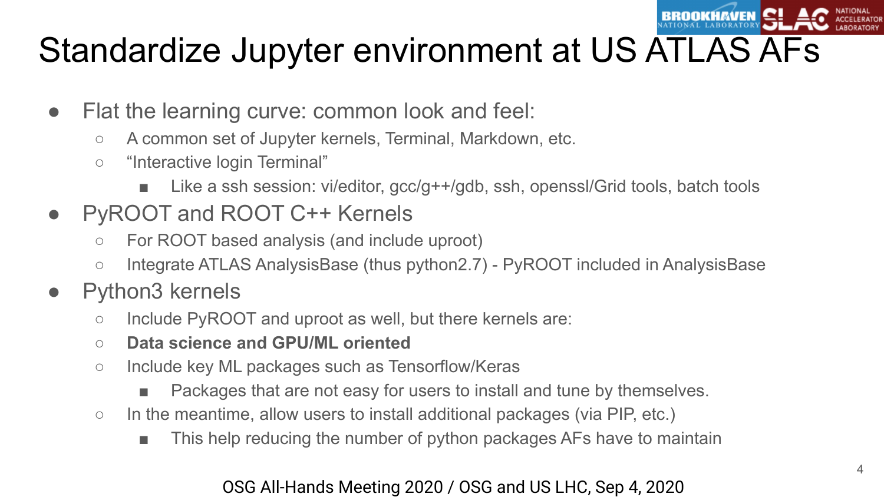# Standardize Jupyter environment at US ATLAS AFs

- Flat the learning curve: common look and feel:
  - A common set of Jupyter kernels, Terminal, Markdown, etc.
  - "Interactive login Terminal"
    - Like a ssh session: vi/editor, gcc/g++/gdb, ssh, openssl/Grid tools, batch tools
- PyROOT and ROOT C++ Kernels
  - For ROOT based analysis (and include uproot)
  - Integrate ATLAS AnalysisBase (thus python2.7) - PyROOT included in AnalysisBase
- Python3 kernels
  - Include PyROOT and uproot as well, but there kernels are:
  - **Data science and GPU/ML oriented**
  - Include key ML packages such as Tensorflow/Keras
    - Packages that are not easy for users to install and tune by themselves.
  - In the meantime, allow users to install additional packages (via PIP, etc.)
    - This help reducing the number of python packages AFs have to maintain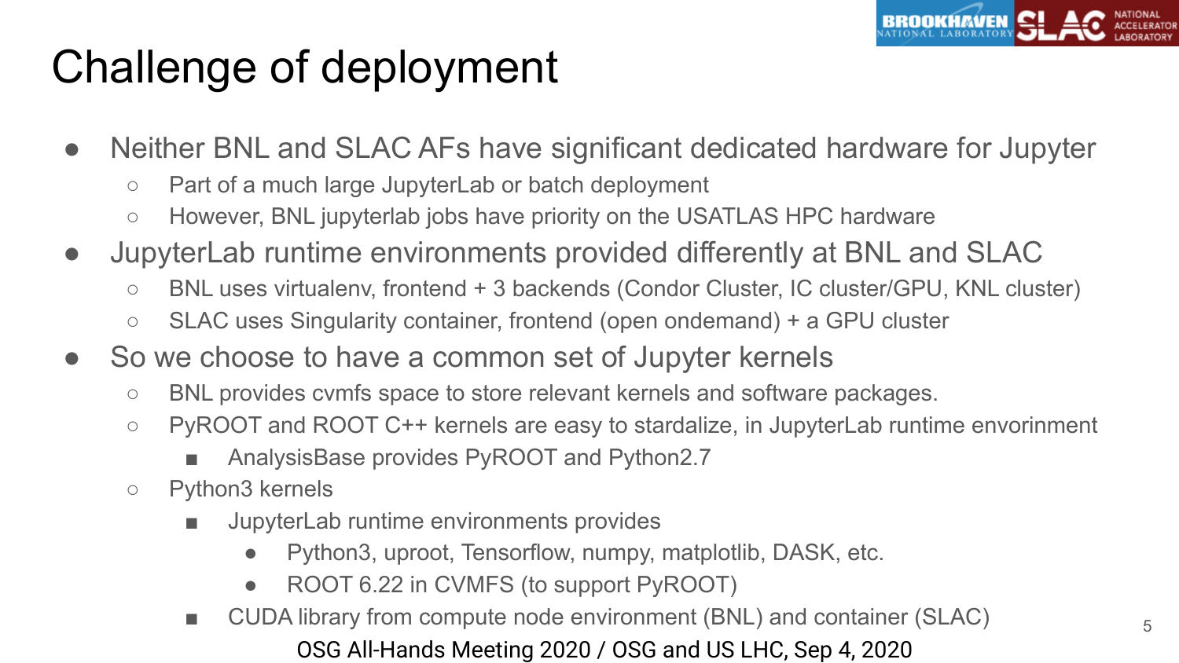# Challenge of deployment

- Neither BNL and SLAC AFs have significant dedicated hardware for Jupyter
  - Part of a much large JupyterLab or batch deployment
  - However, BNL jupyterlab jobs have priority on the USATLAS HPC hardware
- JupyterLab runtime environments provided differently at BNL and SLAC
  - BNL uses virtualenv, frontend + 3 backends (Condor Cluster, IC cluster/GPU, KNL cluster)
  - SLAC uses Singularity container, frontend (open ondemand) + a GPU cluster
- So we choose to have a common set of Jupyter kernels
  - BNL provides cvmfs space to store relevant kernels and software packages.
  - PyROOT and ROOT C++ kernels are easy to stardalize, in JupyterLab runtime envorinment
    - AnalysisBase provides PyROOT and Python2.7
  - Python3 kernels
    - JupyterLab runtime environments provides
      - Python3, uproot, Tensorflow, numpy, matplotlib, DASK, etc.
      - ROOT 6.22 in CVMFS (to support PyROOT)
    - CUDA library from compute node environment (BNL) and container (SLAC)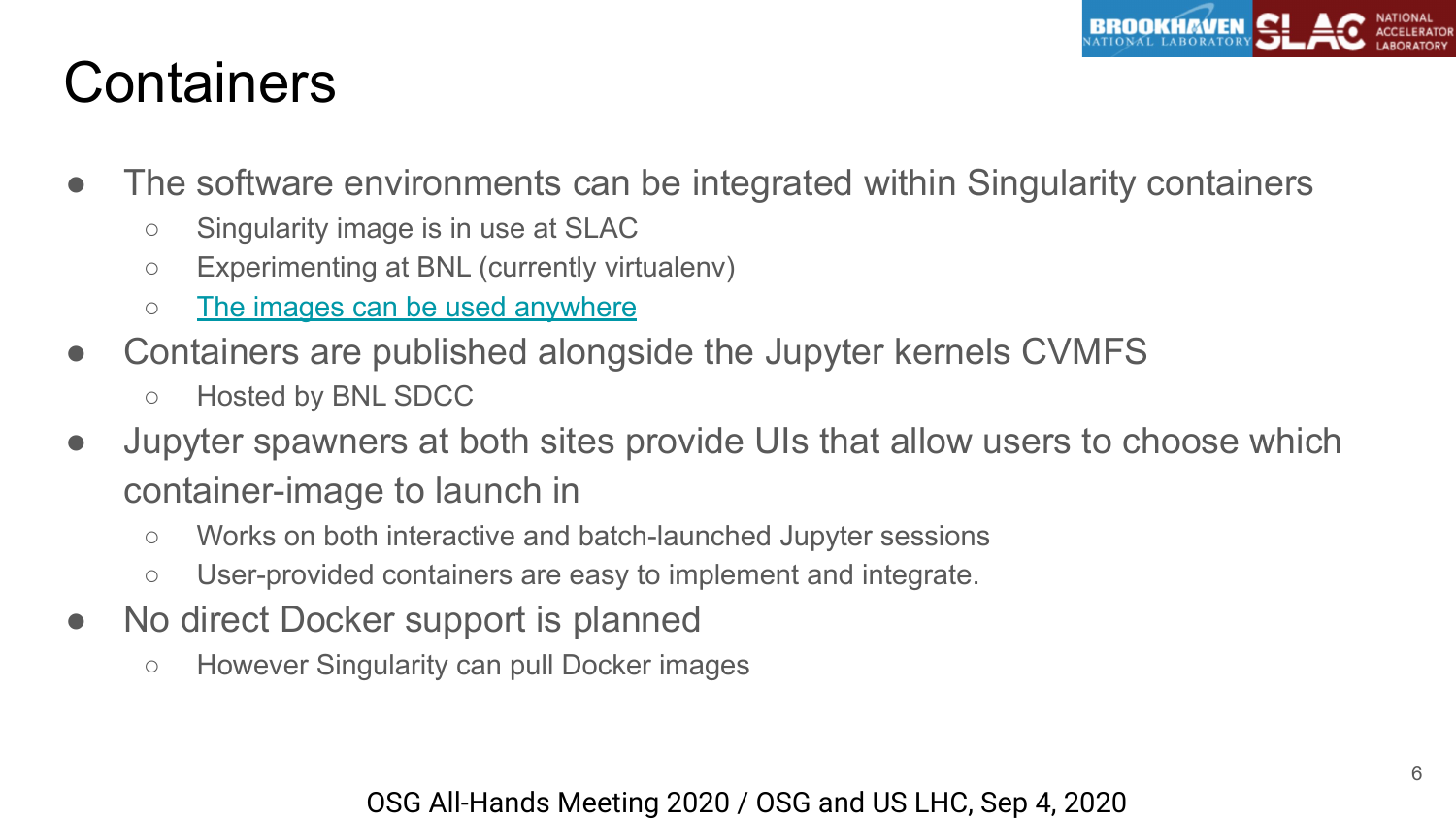# Containers

- The software environments can be integrated within Singularity containers
  - Singularity image is in use at SLAC
  - Experimenting at BNL (currently virtualenv)
  - The images can be used anywhere
- Containers are published alongside the Jupyter kernels CVMFS
  - Hosted by BNL SDCC
- Jupyter spawners at both sites provide UIs that allow users to choose which container-image to launch in
  - Works on both interactive and batch-launched Jupyter sessions
  - User-provided containers are easy to implement and integrate.
- No direct Docker support is planned
  - However Singularity can pull Docker images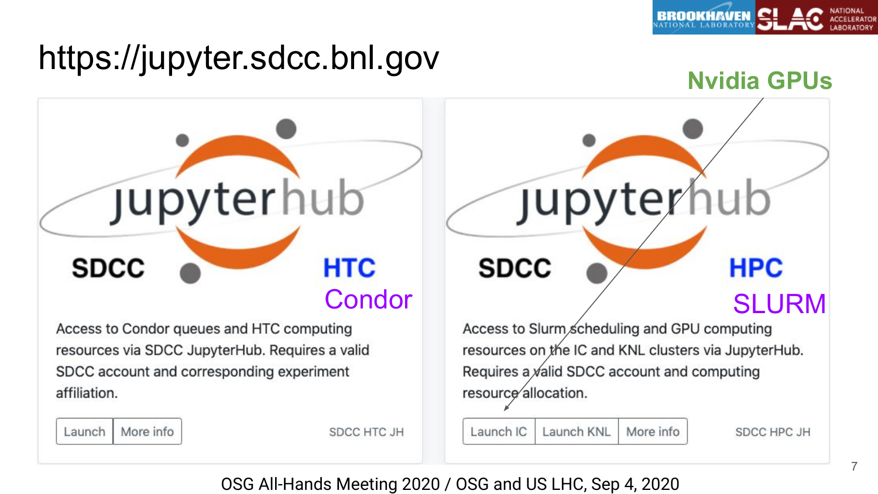# https://jupyter.sdcc.bnl.gov

Nvidia GPUs

**SDCC** **HTC**

Condor

Access to Condor queues and HTC computing resources via SDCC JupyterHub. Requires a valid SDCC account and corresponding experiment affiliation.

Launch | More info

SDCC HTC JH

**SDCC** **HPC**

SLURM

Access to Slurm scheduling and GPU computing resources on the IC and KNL clusters via JupyterHub. Requires a valid SDCC account and computing resource allocation.

Launch IC | Launch KNL | More info

SDCC HPC JH

OSG All-Hands Meeting 2020 / OSG and US LHC, Sep 4, 2020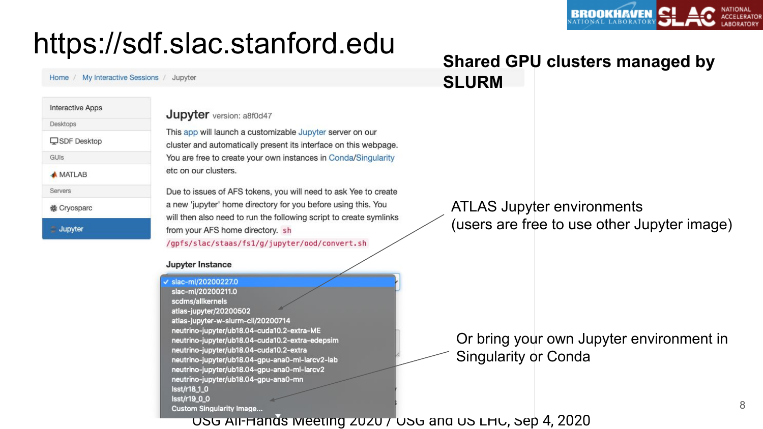# https://sdf.slac.stanford.edu

**Shared GPU clusters managed by SLURM**

Home / My Interactive Sessions / Jupyter

- Interactive Apps
- Desktops
- SDF Desktop
- GUIs
- MATLAB
- Servers
- Cryosparc
- Jupyter

## Jupyter version: a8f0d47

This app will launch a customizable Jupyter server on our cluster and automatically present its interface on this webpage. You are free to create your own instances in Conda/Singularity etc on our clusters.

Due to issues of AFS tokens, you will need to ask Yee to create a new 'jupyter' home directory for you before using this. You will then also need to run the following script to create symlinks from your AFS home directory. `sh /gpfs/slac/staas/fs1/g/jupyter/ood/convert.sh`

**Jupyter Instance**

- slac-ml/20200227.0
- slac-ml/20200211.0
- scdms/allkernels
- atlas-jupyter/20200502
- atlas-jupyter-w-slurm-cli/20200714
- neutrino-jupyter/ub18.04-cuda10.2-extra-ME
- neutrino-jupyter/ub18.04-cuda10.2-extra-edepsim
- neutrino-jupyter/ub18.04-cuda10.2-extra
- neutrino-jupyter/ub18.04-gpu-ana0-ml-larcv2-lab
- neutrino-jupyter/ub18.04-gpu-ana0-ml-larcv2
- neutrino-jupyter/ub18.04-gpu-ana0-mn
- lsst/r18_1_0
- lsst/r19_0_0
- Custom Singularity Image...

ATLAS Jupyter environments (users are free to use other Jupyter image)

Or bring your own Jupyter environment in Singularity or Conda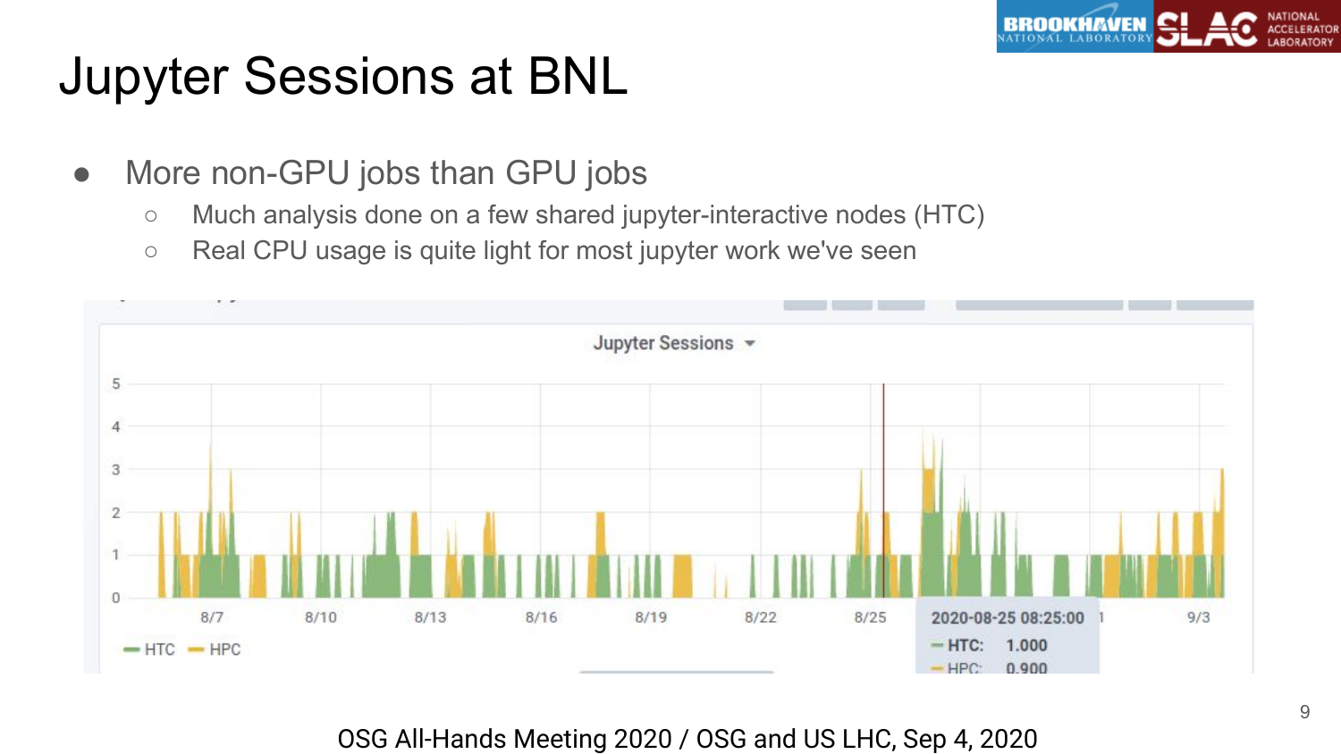# Jupyter Sessions at BNL

- More non-GPU jobs than GPU jobs
  - Much analysis done on a few shared jupyter-interactive nodes (HTC)
  - Real CPU usage is quite light for most jupyter work we've seen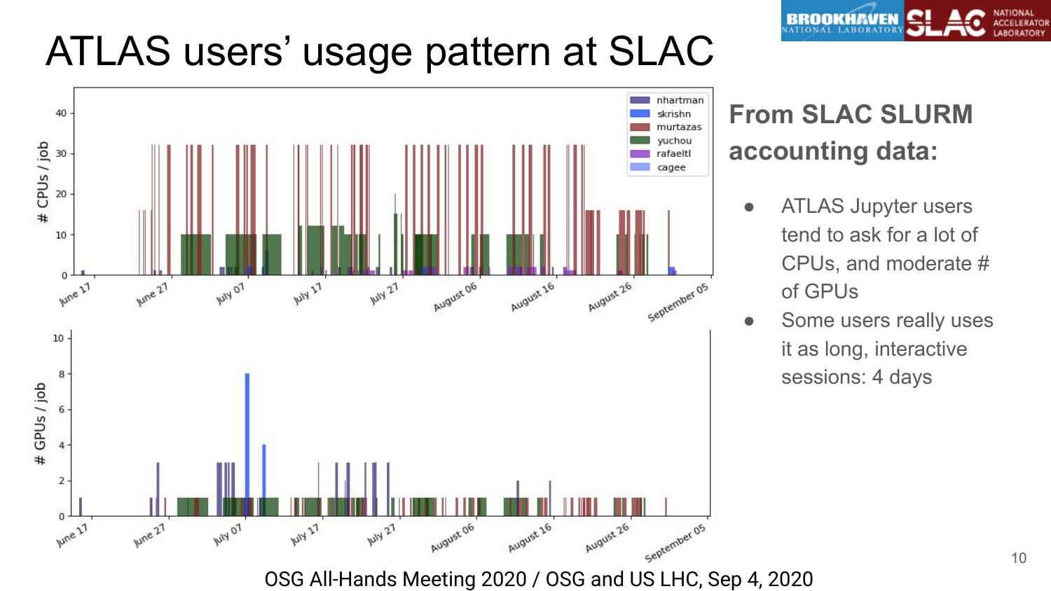# ATLAS users' usage pattern at SLAC

**From SLAC SLURM accounting data:**

- ATLAS Jupyter users tend to ask for a lot of CPUs, and moderate # of GPUs
- Some users really uses it as long, interactive sessions: 4 days

OSG All-Hands Meeting 2020 / OSG and US LHC, Sep 4, 2020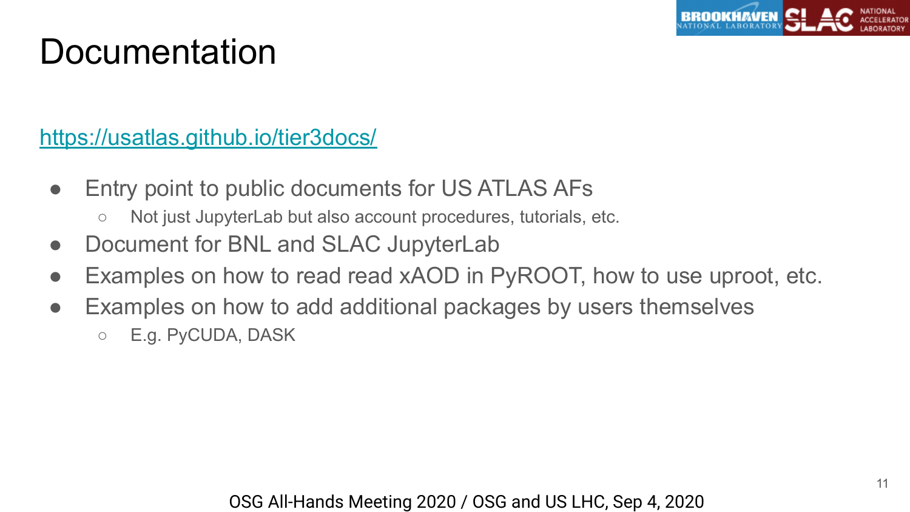# Documentation

https://usatlas.github.io/tier3docs/

- Entry point to public documents for US ATLAS AFs
  - Not just JupyterLab but also account procedures, tutorials, etc.
- Document for BNL and SLAC JupyterLab
- Examples on how to read read xAOD in PyROOT, how to use uproot, etc.
- Examples on how to add additional packages by users themselves
  - E.g. PyCUDA, DASK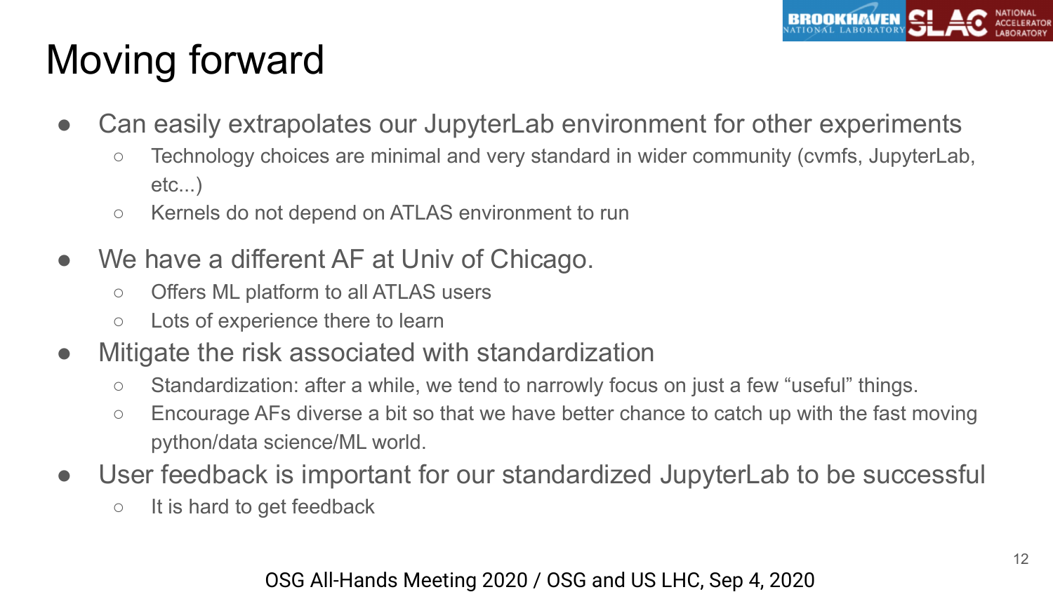# Moving forward

- Can easily extrapolates our JupyterLab environment for other experiments
  - Technology choices are minimal and very standard in wider community (cvmfs, JupyterLab, etc...)
  - Kernels do not depend on ATLAS environment to run
- We have a different AF at Univ of Chicago.
  - Offers ML platform to all ATLAS users
  - Lots of experience there to learn
- Mitigate the risk associated with standardization
  - Standardization: after a while, we tend to narrowly focus on just a few “useful” things.
  - Encourage AFs diverse a bit so that we have better chance to catch up with the fast moving python/data science/ML world.
- User feedback is important for our standardized JupyterLab to be successful
  - It is hard to get feedback